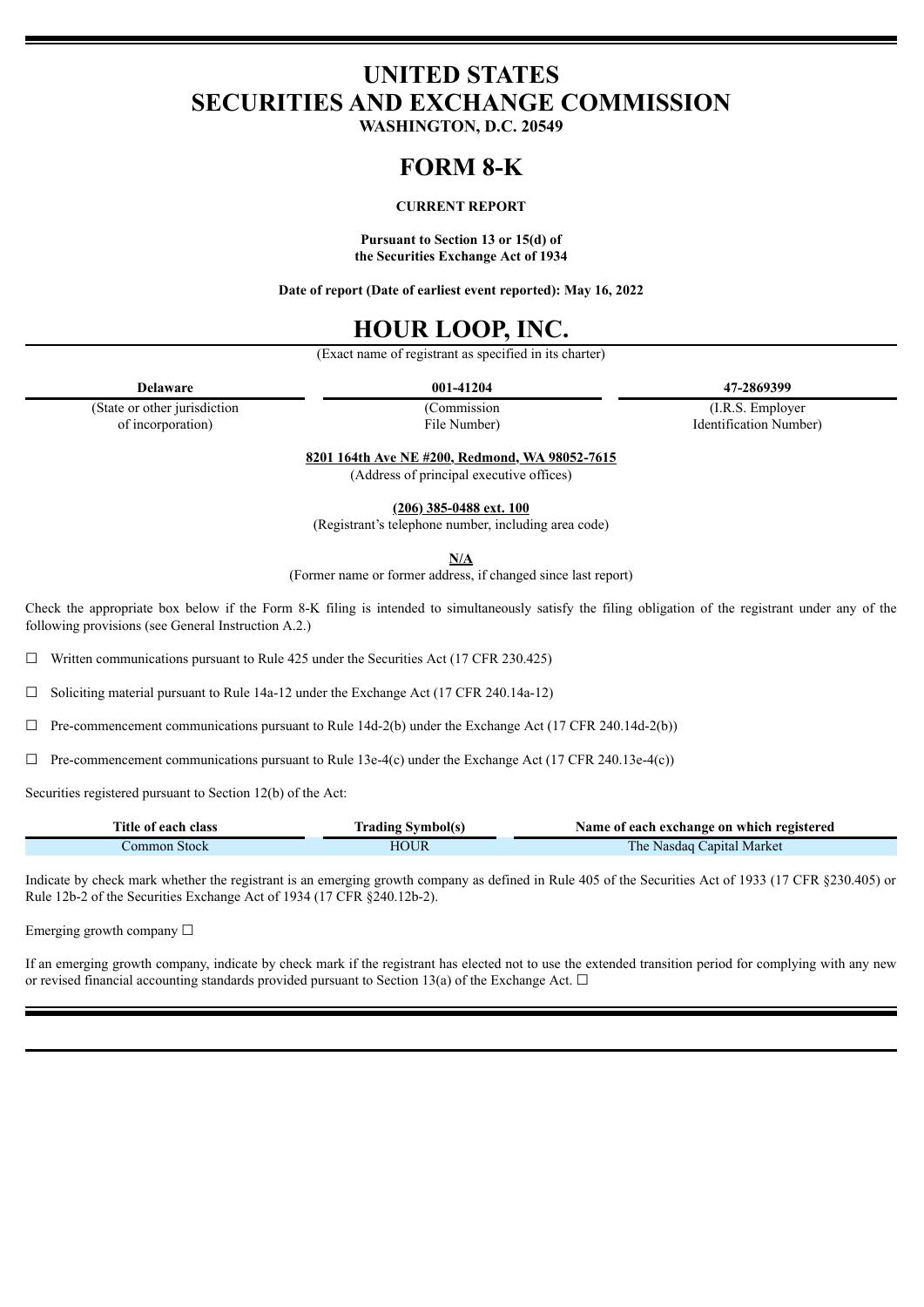# UNITED STATES
# SECURITIES AND EXCHANGE COMMISSION

**WASHINGTON, D.C. 20549**

# FORM 8-K

**CURRENT REPORT**

**Pursuant to Section 13 or 15(d) of the Securities Exchange Act of 1934**

**Date of report (Date of earliest event reported): May 16, 2022**

# HOUR LOOP, INC.

(Exact name of registrant as specified in its charter)

| **Delaware** | **001-41204** | **47-2869399** |
|---|---|---|
| (State or other jurisdiction of incorporation) | (Commission File Number) | (I.R.S. Employer Identification Number) |

**8201 164th Ave NE #200, Redmond, WA 98052-7615**

(Address of principal executive offices)

**(206) 385-0488 ext. 100**

(Registrant's telephone number, including area code)

**N/A**

(Former name or former address, if changed since last report)

Check the appropriate box below if the Form 8-K filing is intended to simultaneously satisfy the filing obligation of the registrant under any of the following provisions (see General Instruction A.2.)

☐ Written communications pursuant to Rule 425 under the Securities Act (17 CFR 230.425)

☐ Soliciting material pursuant to Rule 14a-12 under the Exchange Act (17 CFR 240.14a-12)

☐ Pre-commencement communications pursuant to Rule 14d-2(b) under the Exchange Act (17 CFR 240.14d-2(b))

☐ Pre-commencement communications pursuant to Rule 13e-4(c) under the Exchange Act (17 CFR 240.13e-4(c))

Securities registered pursuant to Section 12(b) of the Act:

| Title of each class | Trading Symbol(s) | Name of each exchange on which registered |
|---|---|---|
| Common Stock | HOUR | The Nasdaq Capital Market |

Indicate by check mark whether the registrant is an emerging growth company as defined in Rule 405 of the Securities Act of 1933 (17 CFR §230.405) or Rule 12b-2 of the Securities Exchange Act of 1934 (17 CFR §240.12b-2).

Emerging growth company ☐

If an emerging growth company, indicate by check mark if the registrant has elected not to use the extended transition period for complying with any new or revised financial accounting standards provided pursuant to Section 13(a) of the Exchange Act. ☐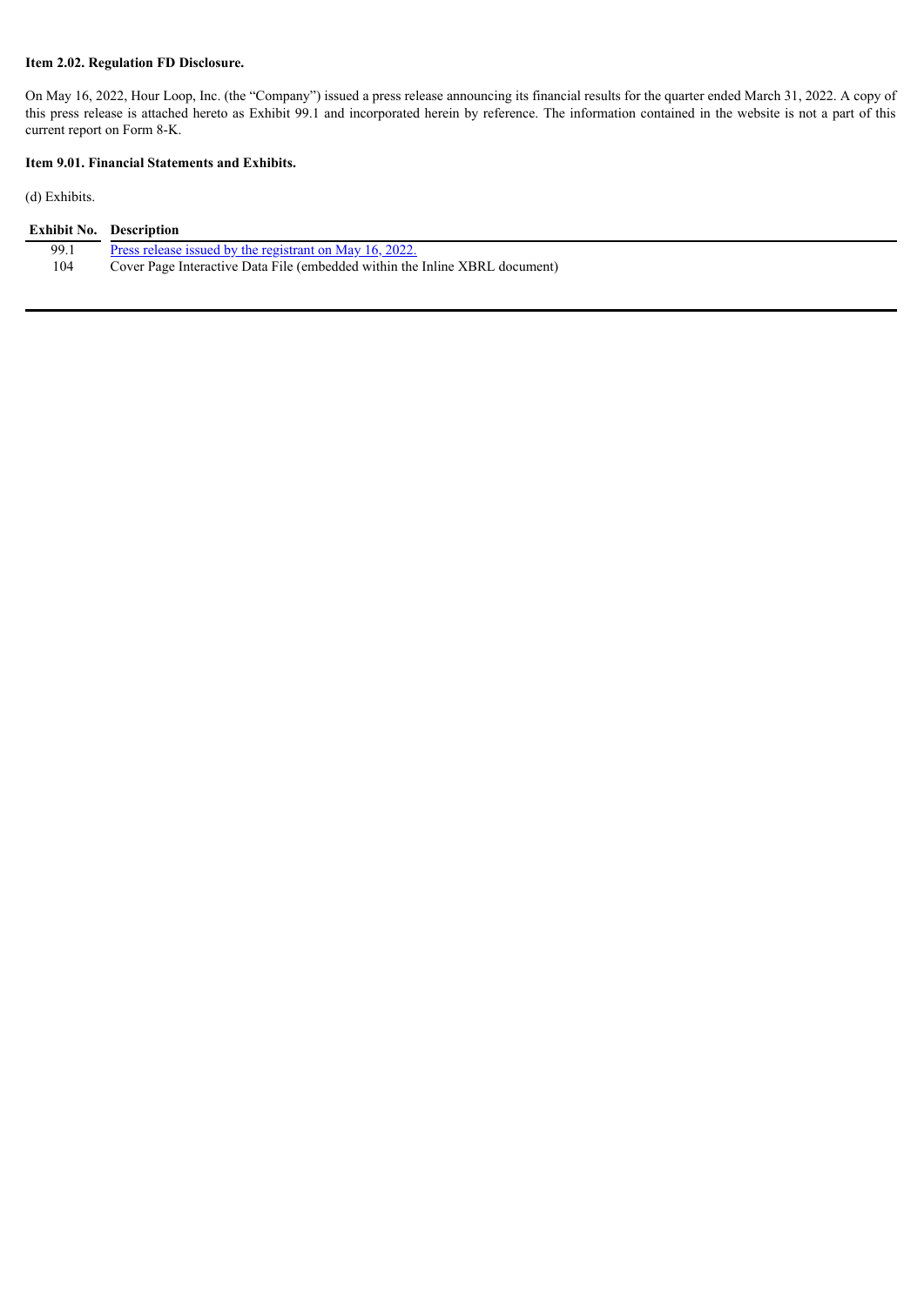**Item 2.02. Regulation FD Disclosure.**

On May 16, 2022, Hour Loop, Inc. (the "Company") issued a press release announcing its financial results for the quarter ended March 31, 2022. A copy of this press release is attached hereto as Exhibit 99.1 and incorporated herein by reference. The information contained in the website is not a part of this current report on Form 8-K.

**Item 9.01. Financial Statements and Exhibits.**

(d) Exhibits.

| Exhibit No. | Description |
|---|---|
| 99.1 | Press release issued by the registrant on May 16, 2022. |
| 104 | Cover Page Interactive Data File (embedded within the Inline XBRL document) |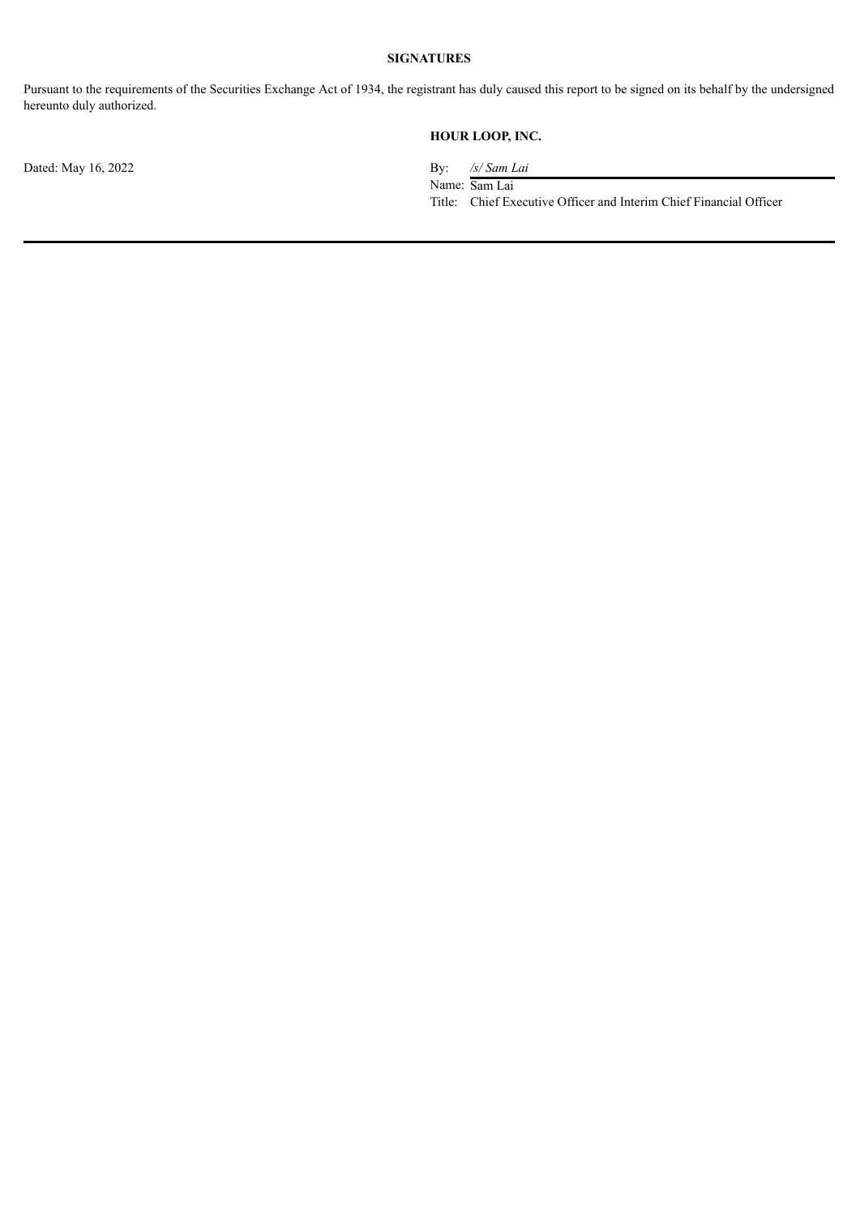**SIGNATURES**

Pursuant to the requirements of the Securities Exchange Act of 1934, the registrant has duly caused this report to be signed on its behalf by the undersigned hereunto duly authorized.

| | **HOUR LOOP, INC.** |
|---|---|
| Dated: May 16, 2022 | By: */s/ Sam Lai* |
| | Name: Sam Lai |
| | Title: Chief Executive Officer and Interim Chief Financial Officer |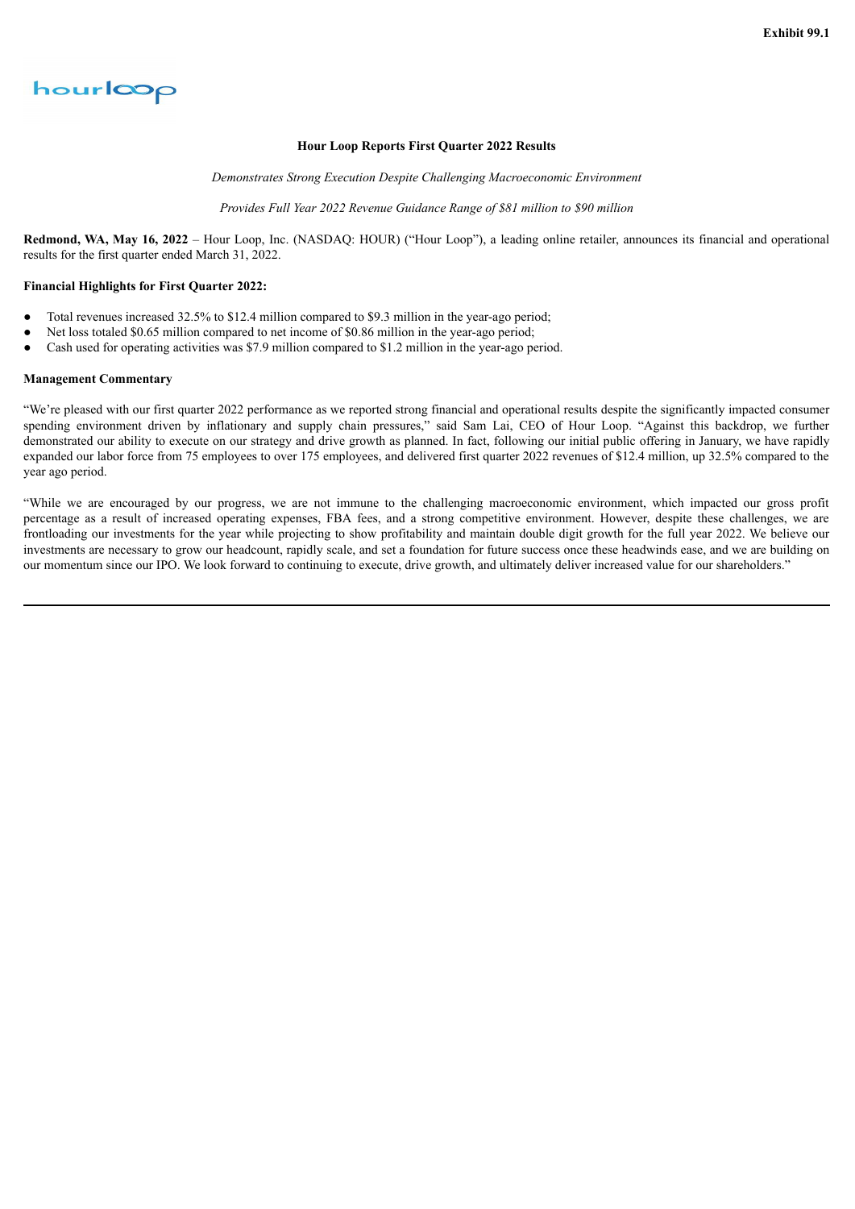**Exhibit 99.1**

# Hour Loop Reports First Quarter 2022 Results

*Demonstrates Strong Execution Despite Challenging Macroeconomic Environment*

*Provides Full Year 2022 Revenue Guidance Range of $81 million to $90 million*

**Redmond, WA, May 16, 2022** – Hour Loop, Inc. (NASDAQ: HOUR) ("Hour Loop"), a leading online retailer, announces its financial and operational results for the first quarter ended March 31, 2022.

**Financial Highlights for First Quarter 2022:**

- Total revenues increased 32.5% to $12.4 million compared to $9.3 million in the year-ago period;
- Net loss totaled $0.65 million compared to net income of $0.86 million in the year-ago period;
- Cash used for operating activities was $7.9 million compared to $1.2 million in the year-ago period.

**Management Commentary**

"We're pleased with our first quarter 2022 performance as we reported strong financial and operational results despite the significantly impacted consumer spending environment driven by inflationary and supply chain pressures," said Sam Lai, CEO of Hour Loop. "Against this backdrop, we further demonstrated our ability to execute on our strategy and drive growth as planned. In fact, following our initial public offering in January, we have rapidly expanded our labor force from 75 employees to over 175 employees, and delivered first quarter 2022 revenues of $12.4 million, up 32.5% compared to the year ago period.

"While we are encouraged by our progress, we are not immune to the challenging macroeconomic environment, which impacted our gross profit percentage as a result of increased operating expenses, FBA fees, and a strong competitive environment. However, despite these challenges, we are frontloading our investments for the year while projecting to show profitability and maintain double digit growth for the full year 2022. We believe our investments are necessary to grow our headcount, rapidly scale, and set a foundation for future success once these headwinds ease, and we are building on our momentum since our IPO. We look forward to continuing to execute, drive growth, and ultimately deliver increased value for our shareholders."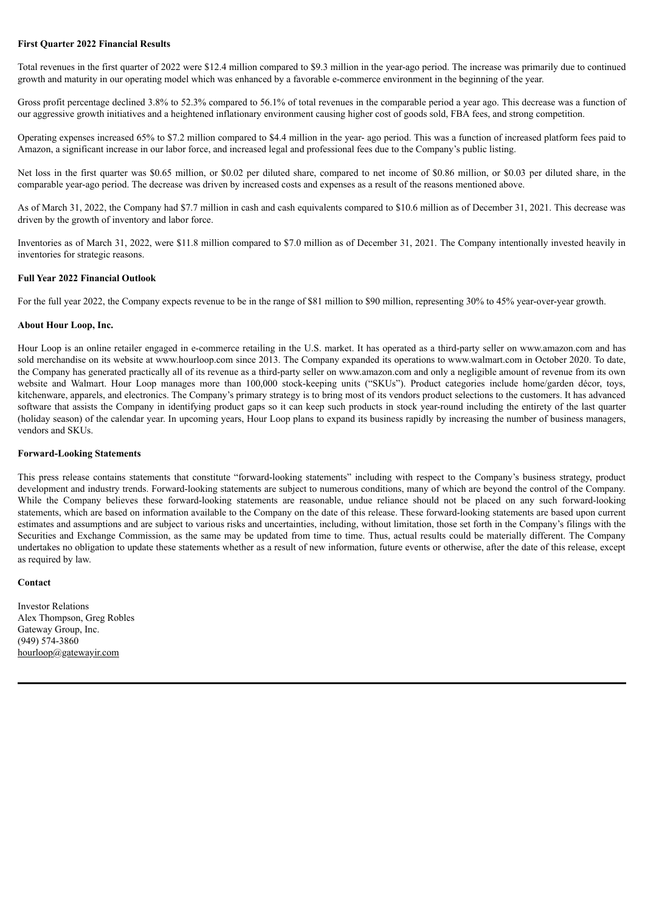**First Quarter 2022 Financial Results**

Total revenues in the first quarter of 2022 were $12.4 million compared to $9.3 million in the year-ago period. The increase was primarily due to continued growth and maturity in our operating model which was enhanced by a favorable e-commerce environment in the beginning of the year.

Gross profit percentage declined 3.8% to 52.3% compared to 56.1% of total revenues in the comparable period a year ago. This decrease was a function of our aggressive growth initiatives and a heightened inflationary environment causing higher cost of goods sold, FBA fees, and strong competition.

Operating expenses increased 65% to $7.2 million compared to $4.4 million in the year- ago period. This was a function of increased platform fees paid to Amazon, a significant increase in our labor force, and increased legal and professional fees due to the Company's public listing.

Net loss in the first quarter was $0.65 million, or $0.02 per diluted share, compared to net income of $0.86 million, or $0.03 per diluted share, in the comparable year-ago period. The decrease was driven by increased costs and expenses as a result of the reasons mentioned above.

As of March 31, 2022, the Company had $7.7 million in cash and cash equivalents compared to $10.6 million as of December 31, 2021. This decrease was driven by the growth of inventory and labor force.

Inventories as of March 31, 2022, were $11.8 million compared to $7.0 million as of December 31, 2021. The Company intentionally invested heavily in inventories for strategic reasons.

**Full Year 2022 Financial Outlook**

For the full year 2022, the Company expects revenue to be in the range of $81 million to $90 million, representing 30% to 45% year-over-year growth.

**About Hour Loop, Inc.**

Hour Loop is an online retailer engaged in e-commerce retailing in the U.S. market. It has operated as a third-party seller on www.amazon.com and has sold merchandise on its website at www.hourloop.com since 2013. The Company expanded its operations to www.walmart.com in October 2020. To date, the Company has generated practically all of its revenue as a third-party seller on www.amazon.com and only a negligible amount of revenue from its own website and Walmart. Hour Loop manages more than 100,000 stock-keeping units ("SKUs"). Product categories include home/garden décor, toys, kitchenware, apparels, and electronics. The Company's primary strategy is to bring most of its vendors product selections to the customers. It has advanced software that assists the Company in identifying product gaps so it can keep such products in stock year-round including the entirety of the last quarter (holiday season) of the calendar year. In upcoming years, Hour Loop plans to expand its business rapidly by increasing the number of business managers, vendors and SKUs.

**Forward-Looking Statements**

This press release contains statements that constitute "forward-looking statements" including with respect to the Company's business strategy, product development and industry trends. Forward-looking statements are subject to numerous conditions, many of which are beyond the control of the Company. While the Company believes these forward-looking statements are reasonable, undue reliance should not be placed on any such forward-looking statements, which are based on information available to the Company on the date of this release. These forward-looking statements are based upon current estimates and assumptions and are subject to various risks and uncertainties, including, without limitation, those set forth in the Company's filings with the Securities and Exchange Commission, as the same may be updated from time to time. Thus, actual results could be materially different. The Company undertakes no obligation to update these statements whether as a result of new information, future events or otherwise, after the date of this release, except as required by law.

**Contact**

Investor Relations
Alex Thompson, Greg Robles
Gateway Group, Inc.
(949) 574-3860
hourloop@gatewayir.com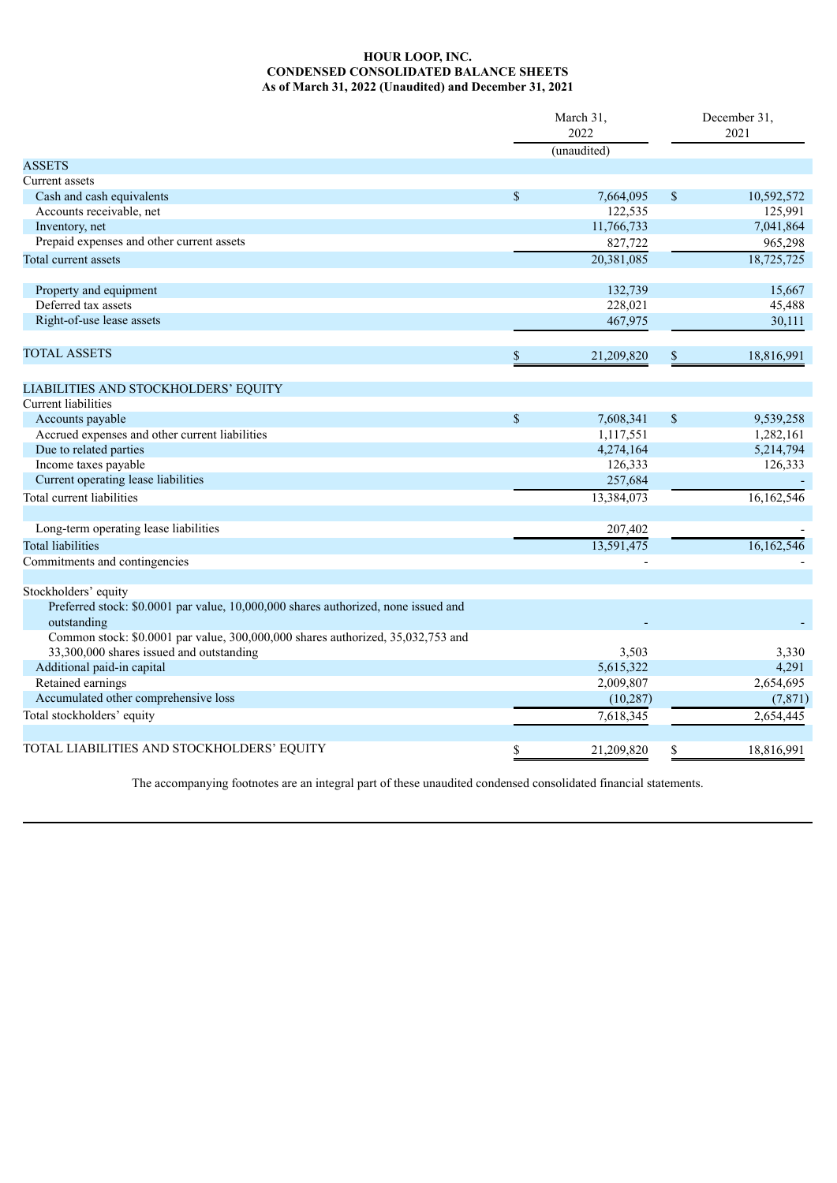**HOUR LOOP, INC.**
**CONDENSED CONSOLIDATED BALANCE SHEETS**
**As of March 31, 2022 (Unaudited) and December 31, 2021**

| | March 31, 2022 (unaudited) | December 31, 2021 |
|---|---|---|
| ASSETS | | |
| Current assets | | |
| Cash and cash equivalents | $ 7,664,095 | $ 10,592,572 |
| Accounts receivable, net | 122,535 | 125,991 |
| Inventory, net | 11,766,733 | 7,041,864 |
| Prepaid expenses and other current assets | 827,722 | 965,298 |
| Total current assets | 20,381,085 | 18,725,725 |
| | | |
| Property and equipment | 132,739 | 15,667 |
| Deferred tax assets | 228,021 | 45,488 |
| Right-of-use lease assets | 467,975 | 30,111 |
| | | |
| TOTAL ASSETS | $ 21,209,820 | $ 18,816,991 |
| | | |
| LIABILITIES AND STOCKHOLDERS' EQUITY | | |
| Current liabilities | | |
| Accounts payable | $ 7,608,341 | $ 9,539,258 |
| Accrued expenses and other current liabilities | 1,117,551 | 1,282,161 |
| Due to related parties | 4,274,164 | 5,214,794 |
| Income taxes payable | 126,333 | 126,333 |
| Current operating lease liabilities | 257,684 | - |
| Total current liabilities | 13,384,073 | 16,162,546 |
| | | |
| Long-term operating lease liabilities | 207,402 | - |
| Total liabilities | 13,591,475 | 16,162,546 |
| Commitments and contingencies | - | - |
| | | |
| Stockholders' equity | | |
| Preferred stock: $0.0001 par value, 10,000,000 shares authorized, none issued and outstanding | - | - |
| Common stock: $0.0001 par value, 300,000,000 shares authorized, 35,032,753 and 33,300,000 shares issued and outstanding | 3,503 | 3,330 |
| Additional paid-in capital | 5,615,322 | 4,291 |
| Retained earnings | 2,009,807 | 2,654,695 |
| Accumulated other comprehensive loss | (10,287) | (7,871) |
| Total stockholders' equity | 7,618,345 | 2,654,445 |
| | | |
| TOTAL LIABILITIES AND STOCKHOLDERS' EQUITY | $ 21,209,820 | $ 18,816,991 |

The accompanying footnotes are an integral part of these unaudited condensed consolidated financial statements.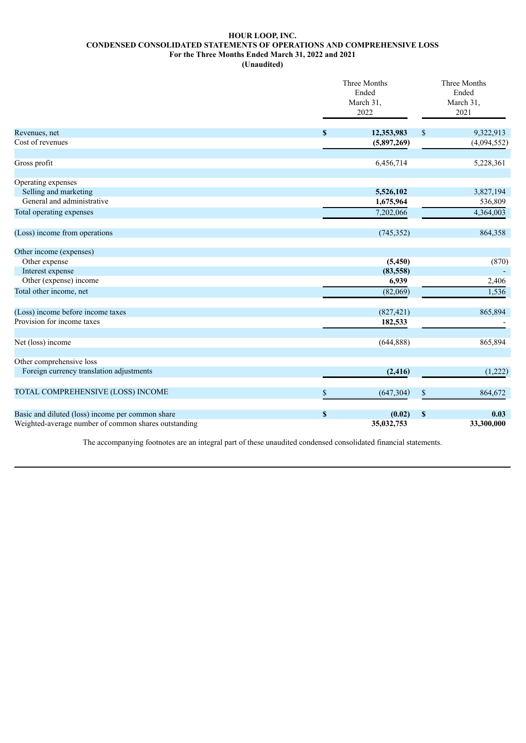**HOUR LOOP, INC.**
**CONDENSED CONSOLIDATED STATEMENTS OF OPERATIONS AND COMPREHENSIVE LOSS**
**For the Three Months Ended March 31, 2022 and 2021**
**(Unaudited)**

| | Three Months Ended March 31, 2022 | Three Months Ended March 31, 2021 |
|---|---|---|
| Revenues, net | **$ 12,353,983** | $ 9,322,913 |
| Cost of revenues | **(5,897,269)** | (4,094,552) |
| Gross profit | 6,456,714 | 5,228,361 |
| Operating expenses | | |
| Selling and marketing | **5,526,102** | 3,827,194 |
| General and administrative | **1,675,964** | 536,809 |
| Total operating expenses | 7,202,066 | 4,364,003 |
| (Loss) income from operations | (745,352) | 864,358 |
| Other income (expenses) | | |
| Other expense | **(5,450)** | (870) |
| Interest expense | **(83,558)** | - |
| Other (expense) income | **6,939** | 2,406 |
| Total other income, net | (82,069) | 1,536 |
| (Loss) income before income taxes | (827,421) | 865,894 |
| Provision for income taxes | **182,533** | - |
| Net (loss) income | (644,888) | 865,894 |
| Other comprehensive loss | | |
| Foreign currency translation adjustments | **(2,416)** | (1,222) |
| TOTAL COMPREHENSIVE (LOSS) INCOME | $ (647,304) | $ 864,672 |
| Basic and diluted (loss) income per common share | **$ (0.02)** | **$ 0.03** |
| Weighted-average number of common shares outstanding | **35,032,753** | **33,300,000** |

The accompanying footnotes are an integral part of these unaudited condensed consolidated financial statements.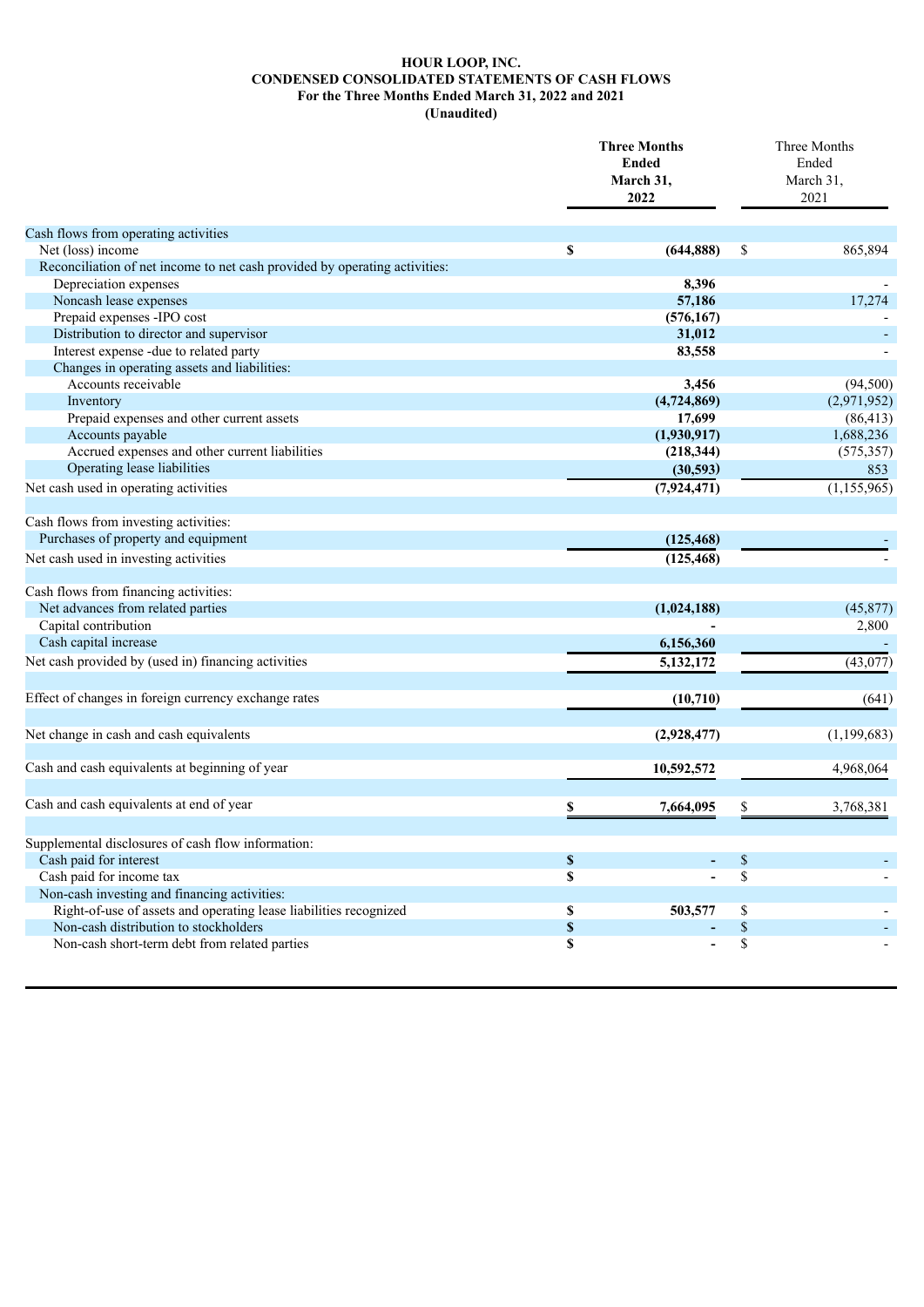**HOUR LOOP, INC.**
**CONDENSED CONSOLIDATED STATEMENTS OF CASH FLOWS**
**For the Three Months Ended March 31, 2022 and 2021**
**(Unaudited)**

| | Three Months Ended March 31, 2022 | Three Months Ended March 31, 2021 |
|---|---|---|
| Cash flows from operating activities | | |
| Net (loss) income | $ (644,888) | $ 865,894 |
| Reconciliation of net income to net cash provided by operating activities: | | |
| Depreciation expenses | 8,396 | - |
| Noncash lease expenses | 57,186 | 17,274 |
| Prepaid expenses -IPO cost | (576,167) | - |
| Distribution to director and supervisor | 31,012 | - |
| Interest expense -due to related party | 83,558 | - |
| Changes in operating assets and liabilities: | | |
| Accounts receivable | 3,456 | (94,500) |
| Inventory | (4,724,869) | (2,971,952) |
| Prepaid expenses and other current assets | 17,699 | (86,413) |
| Accounts payable | (1,930,917) | 1,688,236 |
| Accrued expenses and other current liabilities | (218,344) | (575,357) |
| Operating lease liabilities | (30,593) | 853 |
| Net cash used in operating activities | (7,924,471) | (1,155,965) |
| | | |
| Cash flows from investing activities: | | |
| Purchases of property and equipment | (125,468) | - |
| Net cash used in investing activities | (125,468) | - |
| | | |
| Cash flows from financing activities: | | |
| Net advances from related parties | (1,024,188) | (45,877) |
| Capital contribution | - | 2,800 |
| Cash capital increase | 6,156,360 | - |
| Net cash provided by (used in) financing activities | 5,132,172 | (43,077) |
| | | |
| Effect of changes in foreign currency exchange rates | (10,710) | (641) |
| | | |
| Net change in cash and cash equivalents | (2,928,477) | (1,199,683) |
| | | |
| Cash and cash equivalents at beginning of year | 10,592,572 | 4,968,064 |
| | | |
| Cash and cash equivalents at end of year | $ 7,664,095 | $ 3,768,381 |
| | | |
| Supplemental disclosures of cash flow information: | | |
| Cash paid for interest | $ - | $ - |
| Cash paid for income tax | $ - | $ - |
| Non-cash investing and financing activities: | | |
| Right-of-use of assets and operating lease liabilities recognized | $ 503,577 | $ - |
| Non-cash distribution to stockholders | $ - | $ - |
| Non-cash short-term debt from related parties | $ - | $ - |